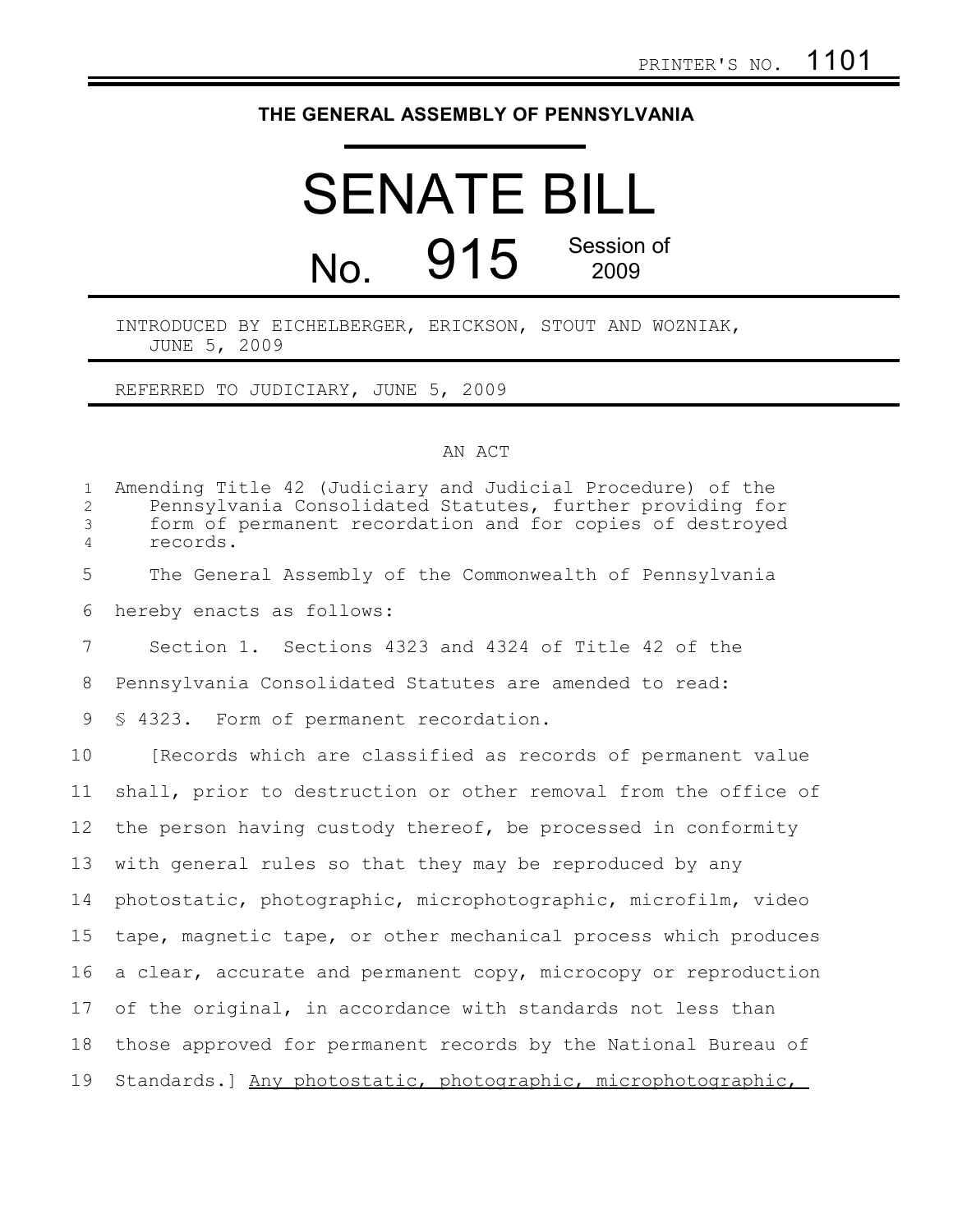PRINTER'S NO. 1101

# THE GENERAL ASSEMBLY OF PENNSYLVANIA

# SENATE BILL No. 915

Session of 2009

INTRODUCED BY EICHELBERGER, ERICKSON, STOUT AND WOZNIAK, JUNE 5, 2009

REFERRED TO JUDICIARY, JUNE 5, 2009

AN ACT

Amending Title 42 (Judiciary and Judicial Procedure) of the Pennsylvania Consolidated Statutes, further providing for form of permanent recordation and for copies of destroyed records.

The General Assembly of the Commonwealth of Pennsylvania hereby enacts as follows:

Section 1. Sections 4323 and 4324 of Title 42 of the Pennsylvania Consolidated Statutes are amended to read:

§ 4323. Form of permanent recordation.

[Records which are classified as records of permanent value shall, prior to destruction or other removal from the office of the person having custody thereof, be processed in conformity with general rules so that they may be reproduced by any photostatic, photographic, microphotographic, microfilm, video tape, magnetic tape, or other mechanical process which produces a clear, accurate and permanent copy, microcopy or reproduction of the original, in accordance with standards not less than those approved for permanent records by the National Bureau of Standards.] <u>Any photostatic, photographic, microphotographic,</u>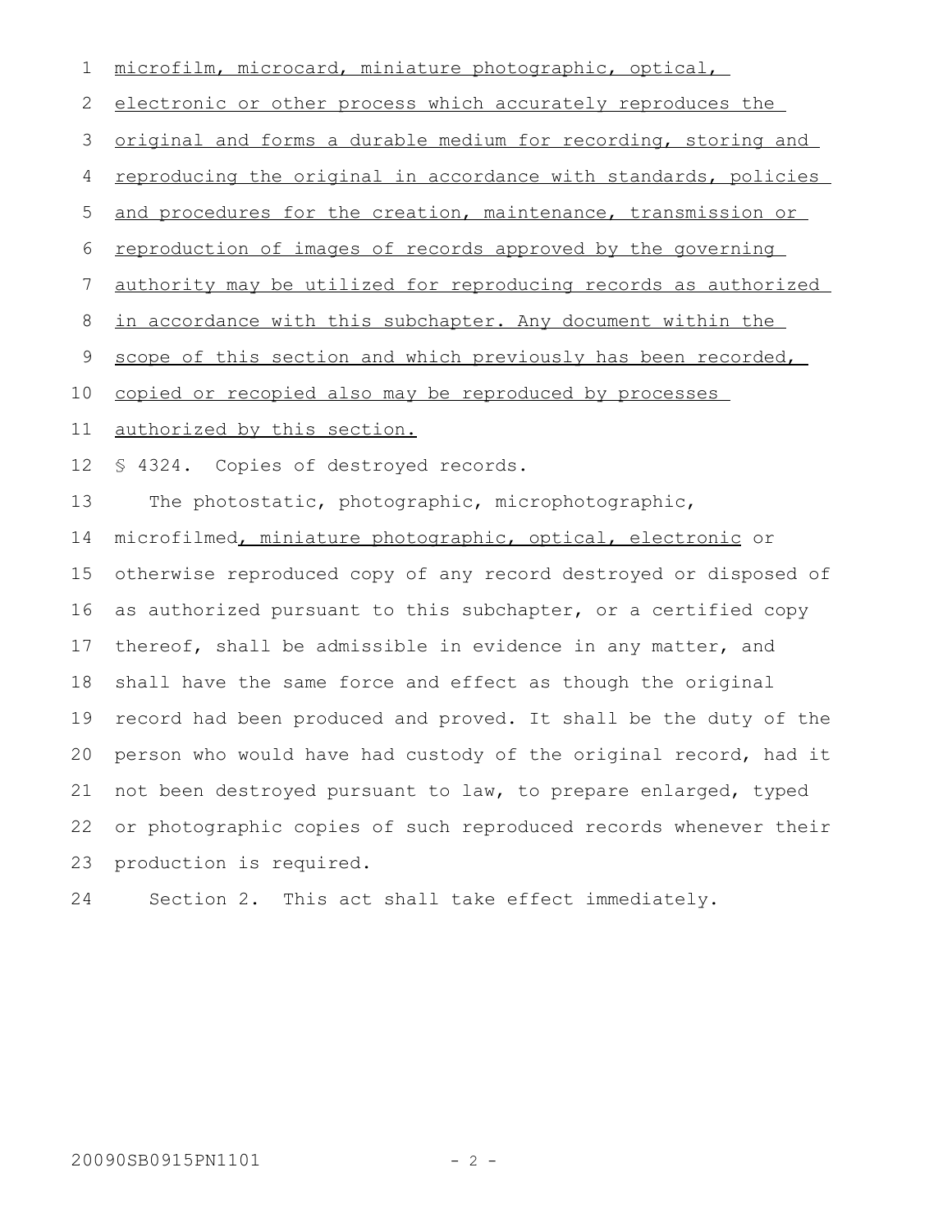microfilm, microcard, miniature photographic, optical, electronic or other process which accurately reproduces the original and forms a durable medium for recording, storing and reproducing the original in accordance with standards, policies and procedures for the creation, maintenance, transmission or reproduction of images of records approved by the governing authority may be utilized for reproducing records as authorized in accordance with this subchapter. Any document within the scope of this section and which previously has been recorded, copied or recopied also may be reproduced by processes authorized by this section.

§ 4324. Copies of destroyed records.

The photostatic, photographic, microphotographic, microfilmed, miniature photographic, optical, electronic or otherwise reproduced copy of any record destroyed or disposed of as authorized pursuant to this subchapter, or a certified copy thereof, shall be admissible in evidence in any matter, and shall have the same force and effect as though the original record had been produced and proved. It shall be the duty of the person who would have had custody of the original record, had it not been destroyed pursuant to law, to prepare enlarged, typed or photographic copies of such reproduced records whenever their production is required.

Section 2. This act shall take effect immediately.

20090SB0915PN1101